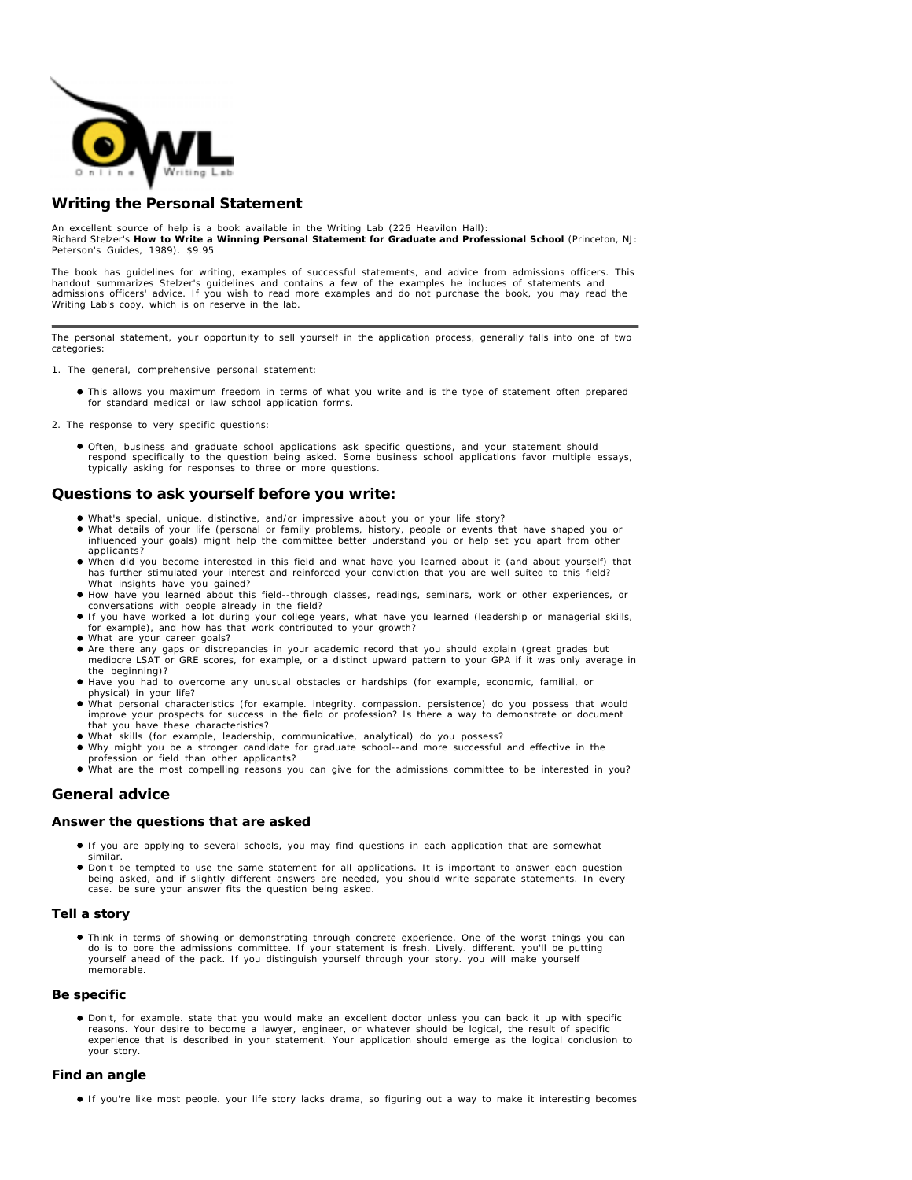# Writing the Personal Statement

An excellent source of help is a book available in the Writing Lab (226 Heavilon Hall):
Richard Stelzer's **How to Write a Winning Personal Statement for Graduate and Professional School** (Princeton, NJ: Peterson's Guides, 1989). $9.95

The book has guidelines for writing, examples of successful statements, and advice from admissions officers. This handout summarizes Stelzer's guidelines and contains a few of the examples he includes of statements and admissions officers' advice. If you wish to read more examples and do not purchase the book, you may read the Writing Lab's copy, which is on reserve in the lab.

---

The personal statement, your opportunity to sell yourself in the application process, generally falls into one of two categories:

1. The general, comprehensive personal statement:
   - This allows you maximum freedom in terms of what you write and is the type of statement often prepared for standard medical or law school application forms.
2. The response to very specific questions:
   - Often, business and graduate school applications ask specific questions, and your statement should respond specifically to the question being asked. Some business school applications favor multiple essays, typically asking for responses to three or more questions.

## Questions to ask yourself before you write:

- What's special, unique, distinctive, and/or impressive about you or your life story?
- What details of your life (personal or family problems, history, people or events that have shaped you or influenced your goals) might help the committee better understand you or help set you apart from other applicants?
- When did you become interested in this field and what have you learned about it (and about yourself) that has further stimulated your interest and reinforced your conviction that you are well suited to this field? What insights have you gained?
- How have you learned about this field--through classes, readings, seminars, work or other experiences, or conversations with people already in the field?
- If you have worked a lot during your college years, what have you learned (leadership or managerial skills, for example), and how has that work contributed to your growth?
- What are your career goals?
- Are there any gaps or discrepancies in your academic record that you should explain (great grades but mediocre LSAT or GRE scores, for example, or a distinct upward pattern to your GPA if it was only average in the beginning)?
- Have you had to overcome any unusual obstacles or hardships (for example, economic, familial, or physical) in your life?
- What personal characteristics (for example. integrity. compassion. persistence) do you possess that would improve your prospects for success in the field or profession? Is there a way to demonstrate or document that you have these characteristics?
- What skills (for example, leadership, communicative, analytical) do you possess?
- Why might you be a stronger candidate for graduate school--and more successful and effective in the profession or field than other applicants?
- What are the most compelling reasons you can give for the admissions committee to be interested in you?

## General advice

### Answer the questions that are asked

- If you are applying to several schools, you may find questions in each application that are somewhat similar.
- Don't be tempted to use the same statement for all applications. It is important to answer each question being asked, and if slightly different answers are needed, you should write separate statements. In every case. be sure your answer fits the question being asked.

### Tell a story

- Think in terms of showing or demonstrating through concrete experience. One of the worst things you can do is to bore the admissions committee. If your statement is fresh. Lively. different. you'll be putting yourself ahead of the pack. If you distinguish yourself through your story. you will make yourself memorable.

### Be specific

- Don't, for example. state that you would make an excellent doctor unless you can back it up with specific reasons. Your desire to become a lawyer, engineer, or whatever should be logical, the result of specific experience that is described in your statement. Your application should emerge as the logical conclusion to your story.

### Find an angle

- If you're like most people. your life story lacks drama, so figuring out a way to make it interesting becomes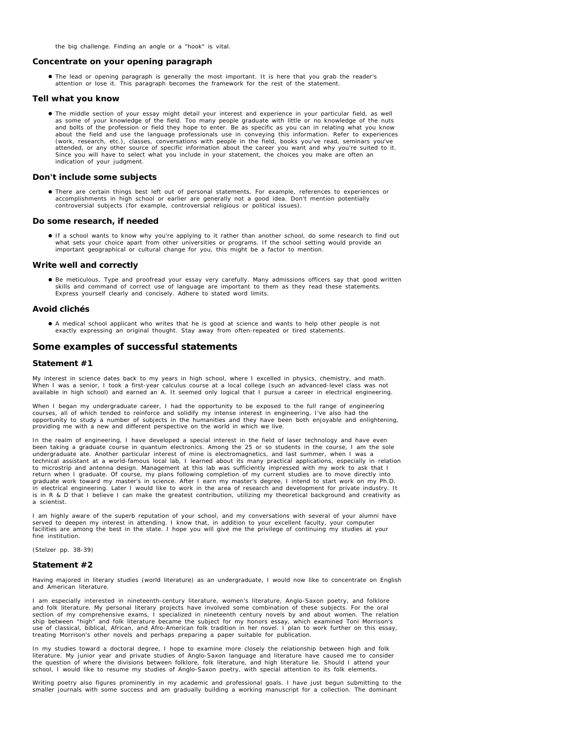the big challenge. Finding an angle or a "hook" is vital.

### Concentrate on your opening paragraph

- The lead or opening paragraph is generally the most important. It is here that you grab the reader's attention or lose it. This paragraph becomes the framework for the rest of the statement.

### Tell what you know

- The middle section of your essay might detail your interest and experience in your particular field, as well as some of your knowledge of the field. Too many people graduate with little or no knowledge of the nuts and bolts of the profession or field they hope to enter. Be as specific as you can in relating what you know about the field and use the language professionals use in conveying this information. Refer to experiences (work, research, etc.), classes, conversations with people in the field, books you've read, seminars you've attended, or any other source of specific information about the career you want and why you're suited to it. Since you will have to select what you include in your statement, the choices you make are often an indication of your judgment.

### Don't include some subjects

- There are certain things best left out of personal statements. For example, references to experiences or accomplishments in high school or earlier are generally not a good idea. Don't mention potentially controversial subjects (for example, controversial religious or political issues).

### Do some research, if needed

- If a school wants to know why you're applying to it rather than another school, do some research to find out what sets your choice apart from other universities or programs. If the school setting would provide an important geographical or cultural change for you, this might be a factor to mention.

### Write well and correctly

- Be meticulous. Type and proofread your essay very carefully. Many admissions officers say that good written skills and command of correct use of language are important to them as they read these statements. Express yourself clearly and concisely. Adhere to stated word limits.

### Avoid clichés

- A medical school applicant who writes that he is good at science and wants to help other people is not exactly expressing an original thought. Stay away from often-repeated or tired statements.

## Some examples of successful statements

### Statement #1

My interest in science dates back to my years in high school, where I excelled in physics, chemistry, and math. When I was a senior, I took a first-year calculus course at a local college (such an advanced-level class was not available in high school) and earned an A. It seemed only logical that I pursue a career in electrical engineering.

When I began my undergraduate career, I had the opportunity to be exposed to the full range of engineering courses, all of which tended to reinforce and solidify my intense interest in engineering. I've also had the opportunity to study a number of subjects in the humanities and they have been both enjoyable and enlightening, providing me with a new and different perspective on the world in which we live.

In the realm of engineering, I have developed a special interest in the field of laser technology and have even been taking a graduate course in quantum electronics. Among the 25 or so students in the course, I am the sole undergraduate ate. Another particular interest of mine is electromagnetics, and last summer, when I was a technical assistant at a world-famous local lab, I learned about its many practical applications, especially in relation to microstrip and antenna design. Management at this lab was sufficiently impressed with my work to ask that I return when I graduate. Of course, my plans following completion of my current studies are to move directly into graduate work toward my master's in science. After I earn my master's degree, I intend to start work on my Ph.D. in electrical engineering. Later I would like to work in the area of research and development for private industry. It is in R & D that I believe I can make the greatest contribution, utilizing my theoretical background and creativity as a scientist.

I am highly aware of the superb reputation of your school, and my conversations with several of your alumni have served to deepen my interest in attending. I know that, in addition to your excellent faculty, your computer facilities are among the best in the state. I hope you will give me the privilege of continuing my studies at your fine institution.

(Stelzer pp. 38-39)

### Statement #2

Having majored in literary studies (world literature) as an undergraduate, I would now like to concentrate on English and American literature.

I am especially interested in nineteenth-century literature, women's literature, Anglo-Saxon poetry, and folklore and folk literature. My personal literary projects have involved some combination of these subjects. For the oral section of my comprehensive exams, I specialized in nineteenth century novels by and about women. The relation ship between "high" and folk literature became the subject for my honors essay, which examined Toni Morrison's use of classical, biblical, African, and Afro-American folk tradition in her novel. I plan to work further on this essay, treating Morrison's other novels and perhaps preparing a paper suitable for publication.

In my studies toward a doctoral degree, I hope to examine more closely the relationship between high and folk literature. My junior year and private studies of Anglo-Saxon language and literature have caused me to consider the question of where the divisions between folklore, folk literature, and high literature lie. Should I attend your school, I would like to resume my studies of Anglo-Saxon poetry, with special attention to its folk elements.

Writing poetry also figures prominently in my academic and professional goals. I have just begun submitting to the smaller journals with some success and am gradually building a working manuscript for a collection. The dominant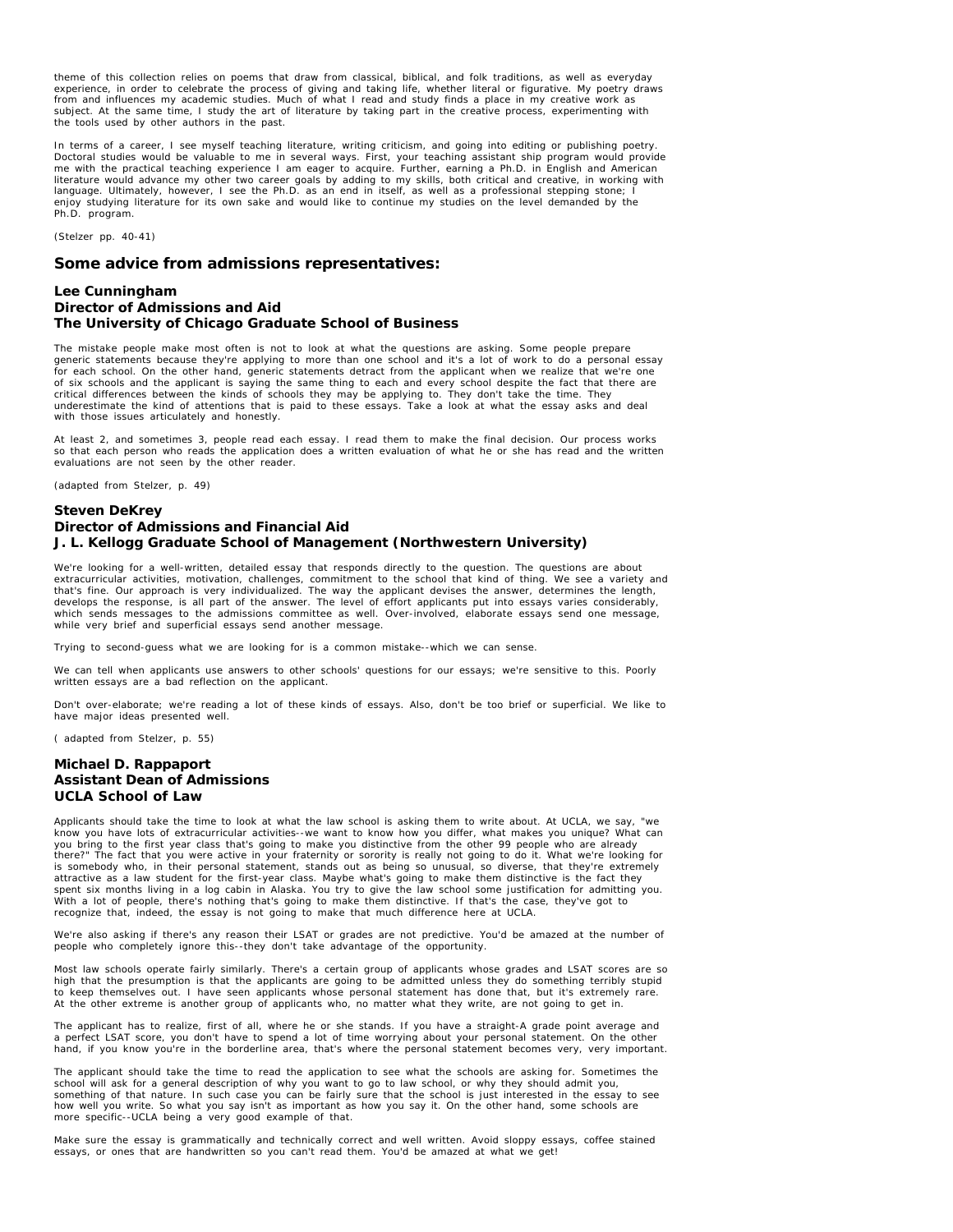theme of this collection relies on poems that draw from classical, biblical, and folk traditions, as well as everyday experience, in order to celebrate the process of giving and taking life, whether literal or figurative. My poetry draws from and influences my academic studies. Much of what I read and study finds a place in my creative work as subject. At the same time, I study the art of literature by taking part in the creative process, experimenting with the tools used by other authors in the past.

In terms of a career, I see myself teaching literature, writing criticism, and going into editing or publishing poetry. Doctoral studies would be valuable to me in several ways. First, your teaching assistant ship program would provide me with the practical teaching experience I am eager to acquire. Further, earning a Ph.D. in English and American literature would advance my other two career goals by adding to my skills, both critical and creative, in working with language. Ultimately, however, I see the Ph.D. as an end in itself, as well as a professional stepping stone; I enjoy studying literature for its own sake and would like to continue my studies on the level demanded by the Ph.D. program.

(Stelzer pp. 40-41)

## Some advice from admissions representatives:

### Lee Cunningham
### Director of Admissions and Aid
### The University of Chicago Graduate School of Business

The mistake people make most often is not to look at what the questions are asking. Some people prepare generic statements because they're applying to more than one school and it's a lot of work to do a personal essay for each school. On the other hand, generic statements detract from the applicant when we realize that we're one of six schools and the applicant is saying the same thing to each and every school despite the fact that there are critical differences between the kinds of schools they may be applying to. They don't take the time. They underestimate the kind of attentions that is paid to these essays. Take a look at what the essay asks and deal with those issues articulately and honestly.

At least 2, and sometimes 3, people read each essay. I read them to make the final decision. Our process works so that each person who reads the application does a written evaluation of what he or she has read and the written evaluations are not seen by the other reader.

(adapted from Stelzer, p. 49)

### Steven DeKrey
### Director of Admissions and Financial Aid
### J. L. Kellogg Graduate School of Management (Northwestern University)

We're looking for a well-written, detailed essay that responds directly to the question. The questions are about extracurricular activities, motivation, challenges, commitment to the school that kind of thing. We see a variety and that's fine. Our approach is very individualized. The way the applicant devises the answer, determines the length, develops the response, is all part of the answer. The level of effort applicants put into essays varies considerably, which sends messages to the admissions committee as well. Over-involved, elaborate essays send one message, while very brief and superficial essays send another message.

Trying to second-guess what we are looking for is a common mistake--which we can sense.

We can tell when applicants use answers to other schools' questions for our essays; we're sensitive to this. Poorly written essays are a bad reflection on the applicant.

Don't over-elaborate; we're reading a lot of these kinds of essays. Also, don't be too brief or superficial. We like to have major ideas presented well.

( adapted from Stelzer, p. 55)

### Michael D. Rappaport
### Assistant Dean of Admissions
### UCLA School of Law

Applicants should take the time to look at what the law school is asking them to write about. At UCLA, we say, "we know you have lots of extracurricular activities--we want to know how you differ, what makes you unique? What can you bring to the first year class that's going to make you distinctive from the other 99 people who are already there?" The fact that you were active in your fraternity or sorority is really not going to do it. What we're looking for is somebody who, in their personal statement, stands out as being so unusual, so diverse, that they're extremely attractive as a law student for the first-year class. Maybe what's going to make them distinctive is the fact they spent six months living in a log cabin in Alaska. You try to give the law school some justification for admitting you. With a lot of people, there's nothing that's going to make them distinctive. If that's the case, they've got to recognize that, indeed, the essay is not going to make that much difference here at UCLA.

We're also asking if there's any reason their LSAT or grades are not predictive. You'd be amazed at the number of people who completely ignore this--they don't take advantage of the opportunity.

Most law schools operate fairly similarly. There's a certain group of applicants whose grades and LSAT scores are so high that the presumption is that the applicants are going to be admitted unless they do something terribly stupid to keep themselves out. I have seen applicants whose personal statement has done that, but it's extremely rare. At the other extreme is another group of applicants who, no matter what they write, are not going to get in.

The applicant has to realize, first of all, where he or she stands. If you have a straight-A grade point average and a perfect LSAT score, you don't have to spend a lot of time worrying about your personal statement. On the other hand, if you know you're in the borderline area, that's where the personal statement becomes very, very important.

The applicant should take the time to read the application to see what the schools are asking for. Sometimes the school will ask for a general description of why you want to go to law school, or why they should admit you, something of that nature. In such case you can be fairly sure that the school is just interested in the essay to see how well you write. So what you say isn't as important as how you say it. On the other hand, some schools are more specific--UCLA being a very good example of that.

Make sure the essay is grammatically and technically correct and well written. Avoid sloppy essays, coffee stained essays, or ones that are handwritten so you can't read them. You'd be amazed at what we get!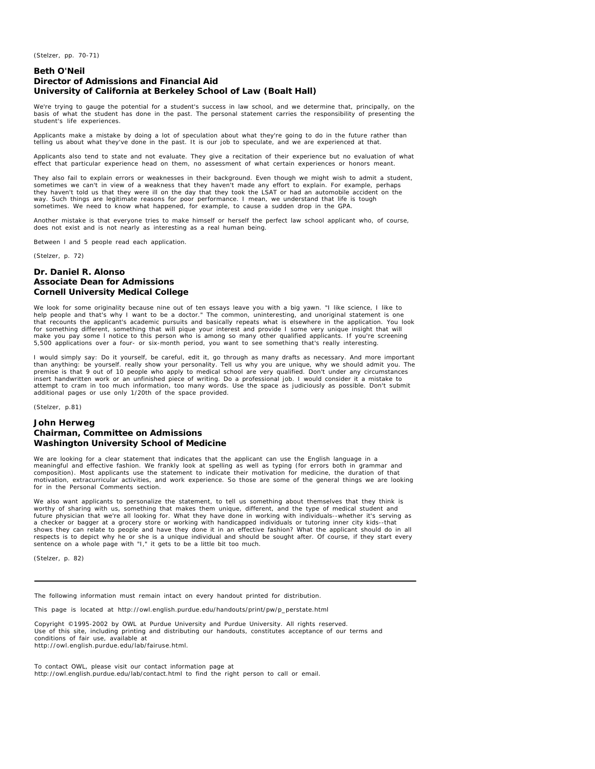(Stelzer, pp. 70-71)

**Beth O'Neil**
**Director of Admissions and Financial Aid**
**University of California at Berkeley School of Law (Boalt Hall)**

We're trying to gauge the potential for a student's success in law school, and we determine that, principally, on the basis of what the student has done in the past. The personal statement carries the responsibility of presenting the student's life experiences.

Applicants make a mistake by doing a lot of speculation about what they're going to do in the future rather than telling us about what they've done in the past. It is our job to speculate, and we are experienced at that.

Applicants also tend to state and not evaluate. They give a recitation of their experience but no evaluation of what effect that particular experience head on them, no assessment of what certain experiences or honors meant.

They also fail to explain errors or weaknesses in their background. Even though we might wish to admit a student, sometimes we can't in view of a weakness that they haven't made any effort to explain. For example, perhaps they haven't told us that they were ill on the day that they took the LSAT or had an automobile accident on the way. Such things are legitimate reasons for poor performance. I mean, we understand that life is tough sometimes. We need to know what happened, for example, to cause a sudden drop in the GPA.

Another mistake is that everyone tries to make himself or herself the perfect law school applicant who, of course, does not exist and is not nearly as interesting as a real human being.

Between l and 5 people read each application.

(Stelzer, p. 72)

**Dr. Daniel R. Alonso**
**Associate Dean for Admissions**
**Cornell University Medical College**

We look for some originality because nine out of ten essays leave you with a big yawn. "I like science, I like to help people and that's why I want to be a doctor." The common, uninteresting, and unoriginal statement is one that recounts the applicant's academic pursuits and basically repeats what is elsewhere in the application. You look for something different, something that will pique your interest and provide l some very unique insight that will make you pay some l notice to this person who is among so many other qualified applicants. If you're screening 5,500 applications over a four- or six-month period, you want to see something that's really interesting.

I would simply say: Do it yourself, be careful, edit it, go through as many drafts as necessary. And more important than anything: be yourself. really show your personality. Tell us why you are unique, why we should admit you. The premise is that 9 out of 10 people who apply to medical school are very qualified. Don't under any circumstances insert handwritten work or an unfinished piece of writing. Do a professional job. I would consider it a mistake to attempt to cram in too much information, too many words. Use the space as judiciously as possible. Don't submit additional pages or use only 1/20th of the space provided.

(Stelzer, p.81)

**John Herweg**
**Chairman, Committee on Admissions**
**Washington University School of Medicine**

We are looking for a clear statement that indicates that the applicant can use the English language in a meaningful and effective fashion. We frankly look at spelling as well as typing (for errors both in grammar and composition). Most applicants use the statement to indicate their motivation for medicine, the duration of that motivation, extracurricular activities, and work experience. So those are some of the general things we are looking for in the Personal Comments section.

We also want applicants to personalize the statement, to tell us something about themselves that they think is worthy of sharing with us, something that makes them unique, different, and the type of medical student and future physician that we're all looking for. What they have done in working with individuals--whether it's serving as a checker or bagger at a grocery store or working with handicapped individuals or tutoring inner city kids--that shows they can relate to people and have they done it in an effective fashion? What the applicant should do in all respects is to depict why he or she is a unique individual and should be sought after. Of course, if they start every sentence on a whole page with "I," it gets to be a little bit too much.

(Stelzer, p. 82)

---

The following information must remain intact on every handout printed for distribution.

This page is located at http://owl.english.purdue.edu/handouts/print/pw/p_perstate.html

Copyright ©1995-2002 by OWL at Purdue University and Purdue University. All rights reserved.
Use of this site, including printing and distributing our handouts, constitutes acceptance of our terms and conditions of fair use, available at
http://owl.english.purdue.edu/lab/fairuse.html.

To contact OWL, please visit our contact information page at
http://owl.english.purdue.edu/lab/contact.html to find the right person to call or email.